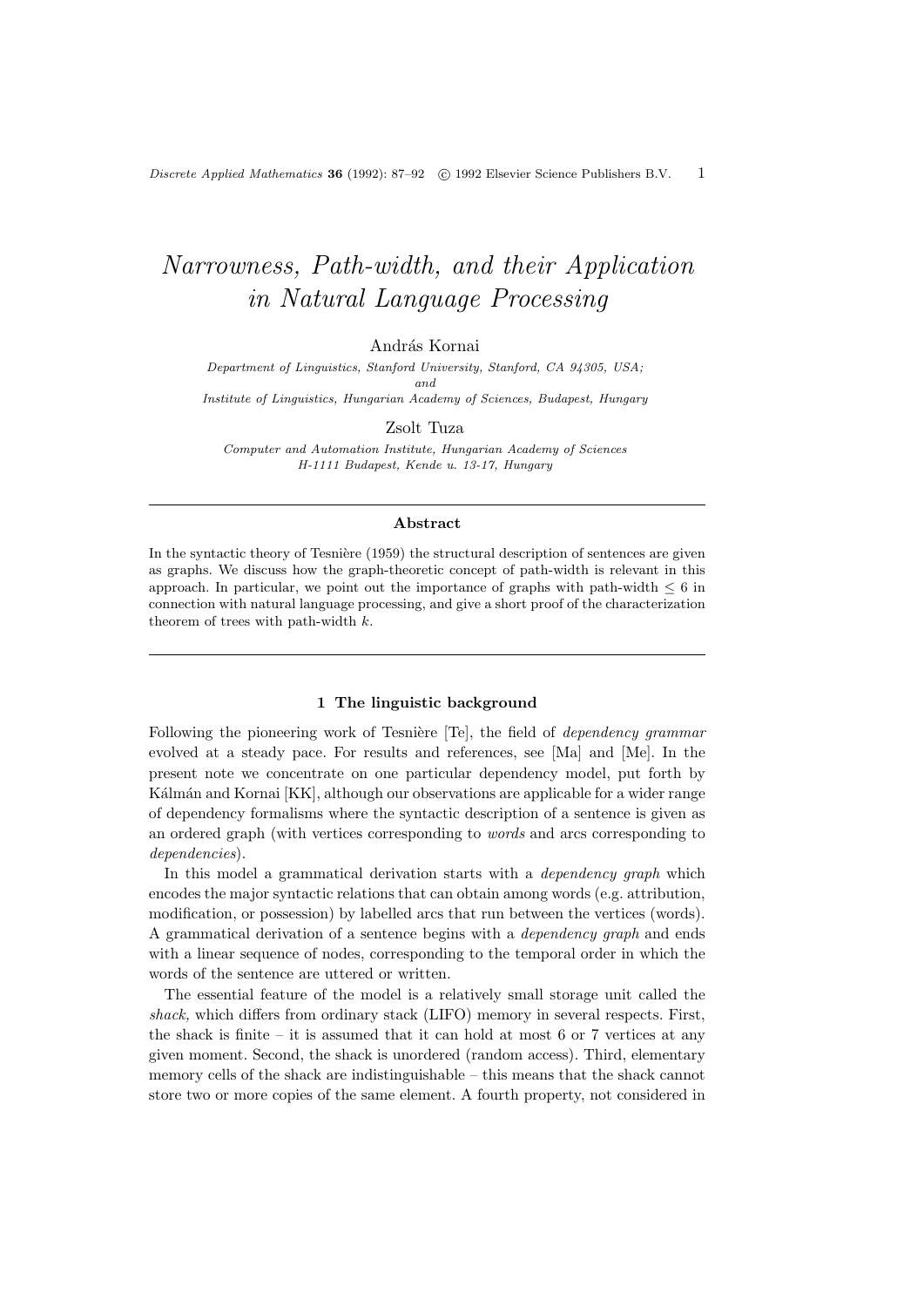# *Narrowness, Path-width, and their Application in Natural Language Processing*

András Kornai

*Department of Linguistics, Stanford University, Stanford, CA 94305, USA;*
*and*
*Institute of Linguistics, Hungarian Academy of Sciences, Budapest, Hungary*

Zsolt Tuza

*Computer and Automation Institute, Hungarian Academy of Sciences*
*H-1111 Budapest, Kende u. 13-17, Hungary*

---

**Abstract**

In the syntactic theory of Tesnière (1959) the structural description of sentences are given as graphs. We discuss how the graph-theoretic concept of path-width is relevant in this approach. In particular, we point out the importance of graphs with path-width $\leq 6$ in connection with natural language processing, and give a short proof of the characterization theorem of trees with path-width $k$.

---

## 1 The linguistic background

Following the pioneering work of Tesnière [Te], the field of *dependency grammar* evolved at a steady pace. For results and references, see [Ma] and [Me]. In the present note we concentrate on one particular dependency model, put forth by Kálmán and Kornai [KK], although our observations are applicable for a wider range of dependency formalisms where the syntactic description of a sentence is given as an ordered graph (with vertices corresponding to *words* and arcs corresponding to *dependencies*).

In this model a grammatical derivation starts with a *dependency graph* which encodes the major syntactic relations that can obtain among words (e.g. attribution, modification, or possession) by labelled arcs that run between the vertices (words). A grammatical derivation of a sentence begins with a *dependency graph* and ends with a linear sequence of nodes, corresponding to the temporal order in which the words of the sentence are uttered or written.

The essential feature of the model is a relatively small storage unit called the *shack,* which differs from ordinary stack (LIFO) memory in several respects. First, the shack is finite – it is assumed that it can hold at most 6 or 7 vertices at any given moment. Second, the shack is unordered (random access). Third, elementary memory cells of the shack are indistinguishable – this means that the shack cannot store two or more copies of the same element. A fourth property, not considered in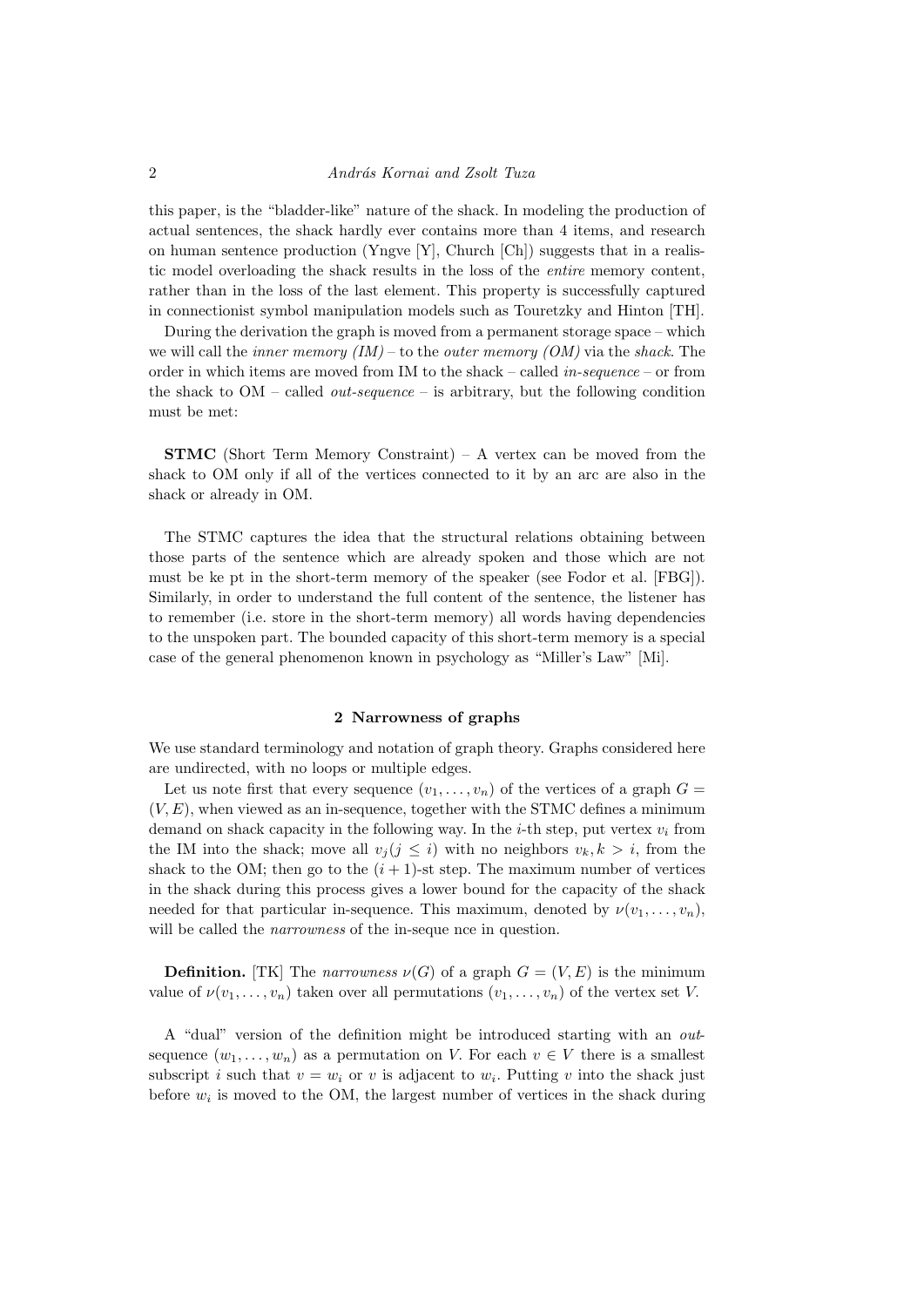this paper, is the "bladder-like" nature of the shack. In modeling the production of actual sentences, the shack hardly ever contains more than 4 items, and research on human sentence production (Yngve [Y], Church [Ch]) suggests that in a realistic model overloading the shack results in the loss of the *entire* memory content, rather than in the loss of the last element. This property is successfully captured in connectionist symbol manipulation models such as Touretzky and Hinton [TH].

During the derivation the graph is moved from a permanent storage space – which we will call the *inner memory (IM)* – to the *outer memory (OM)* via the *shack*. The order in which items are moved from IM to the shack – called *in-sequence* – or from the shack to OM – called *out-sequence* – is arbitrary, but the following condition must be met:

**STMC** (Short Term Memory Constraint) – A vertex can be moved from the shack to OM only if all of the vertices connected to it by an arc are also in the shack or already in OM.

The STMC captures the idea that the structural relations obtaining between those parts of the sentence which are already spoken and those which are not must be ke pt in the short-term memory of the speaker (see Fodor et al. [FBG]). Similarly, in order to understand the full content of the sentence, the listener has to remember (i.e. store in the short-term memory) all words having dependencies to the unspoken part. The bounded capacity of this short-term memory is a special case of the general phenomenon known in psychology as "Miller's Law" [Mi].

## 2 Narrowness of graphs

We use standard terminology and notation of graph theory. Graphs considered here are undirected, with no loops or multiple edges.

Let us note first that every sequence $(v_1, \ldots, v_n)$ of the vertices of a graph $G = (V, E)$, when viewed as an in-sequence, together with the STMC defines a minimum demand on shack capacity in the following way. In the $i$-th step, put vertex $v_i$ from the IM into the shack; move all $v_j (j \leq i)$ with no neighbors $v_k, k > i$, from the shack to the OM; then go to the $(i+1)$-st step. The maximum number of vertices in the shack during this process gives a lower bound for the capacity of the shack needed for that particular in-sequence. This maximum, denoted by $\nu(v_1, \ldots, v_n)$, will be called the *narrowness* of the in-seque nce in question.

**Definition.** [TK] The *narrowness* $\nu(G)$ of a graph $G = (V, E)$ is the minimum value of $\nu(v_1, \ldots, v_n)$ taken over all permutations $(v_1, \ldots, v_n)$ of the vertex set $V$.

A "dual" version of the definition might be introduced starting with an *out*-sequence $(w_1, \ldots, w_n)$ as a permutation on $V$. For each $v \in V$ there is a smallest subscript $i$ such that $v = w_i$ or $v$ is adjacent to $w_i$. Putting $v$ into the shack just before $w_i$ is moved to the OM, the largest number of vertices in the shack during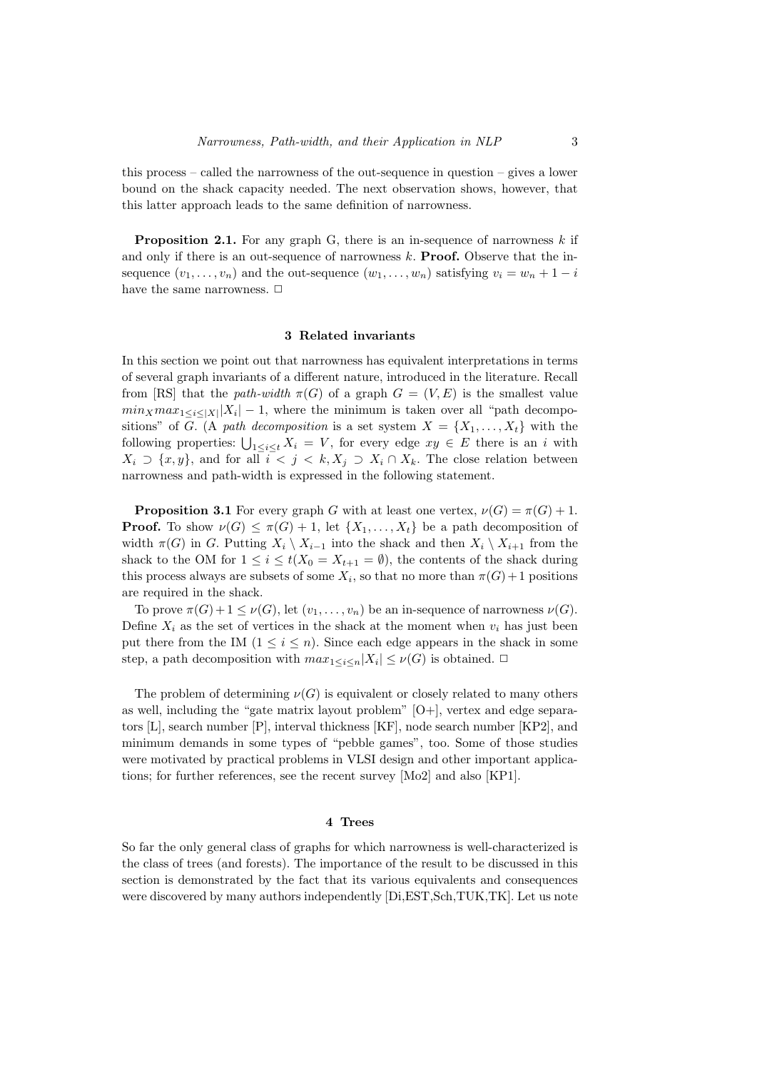this process – called the narrowness of the out-sequence in question – gives a lower bound on the shack capacity needed. The next observation shows, however, that this latter approach leads to the same definition of narrowness.

**Proposition 2.1.** For any graph G, there is an in-sequence of narrowness $k$ if and only if there is an out-sequence of narrowness $k$. **Proof.** Observe that the in-sequence $(v_1, \ldots, v_n)$ and the out-sequence $(w_1, \ldots, w_n)$ satisfying $v_i = w_n + 1 - i$ have the same narrowness. □

## 3 Related invariants

In this section we point out that narrowness has equivalent interpretations in terms of several graph invariants of a different nature, introduced in the literature. Recall from [RS] that the *path-width* $\pi(G)$ of a graph $G = (V, E)$ is the smallest value $min_X max_{1 \le i \le |X|} |X_i| - 1$, where the minimum is taken over all "path decompositions" of $G$. (A *path decomposition* is a set system $X = \{X_1, \ldots, X_t\}$ with the following properties: $\bigcup_{1 \le i \le t} X_i = V$, for every edge $xy \in E$ there is an $i$ with $X_i \supset \{x, y\}$, and for all $i < j < k, X_j \supset X_i \cap X_k$. The close relation between narrowness and path-width is expressed in the following statement.

**Proposition 3.1** For every graph $G$ with at least one vertex, $\nu(G) = \pi(G) + 1$. **Proof.** To show $\nu(G) \le \pi(G) + 1$, let $\{X_1, \ldots, X_t\}$ be a path decomposition of width $\pi(G)$ in $G$. Putting $X_i \setminus X_{i-1}$ into the shack and then $X_i \setminus X_{i+1}$ from the shack to the OM for $1 \le i \le t (X_0 = X_{t+1} = \emptyset)$, the contents of the shack during this process always are subsets of some $X_i$, so that no more than $\pi(G) + 1$ positions are required in the shack.

To prove $\pi(G) + 1 \le \nu(G)$, let $(v_1, \ldots, v_n)$ be an in-sequence of narrowness $\nu(G)$. Define $X_i$ as the set of vertices in the shack at the moment when $v_i$ has just been put there from the IM $(1 \le i \le n)$. Since each edge appears in the shack in some step, a path decomposition with $max_{1 \le i \le n} |X_i| \le \nu(G)$ is obtained. □

The problem of determining $\nu(G)$ is equivalent or closely related to many others as well, including the "gate matrix layout problem" [O+], vertex and edge separators [L], search number [P], interval thickness [KF], node search number [KP2], and minimum demands in some types of "pebble games", too. Some of those studies were motivated by practical problems in VLSI design and other important applications; for further references, see the recent survey [Mo2] and also [KP1].

## 4 Trees

So far the only general class of graphs for which narrowness is well-characterized is the class of trees (and forests). The importance of the result to be discussed in this section is demonstrated by the fact that its various equivalents and consequences were discovered by many authors independently [Di,EST,Sch,TUK,TK]. Let us note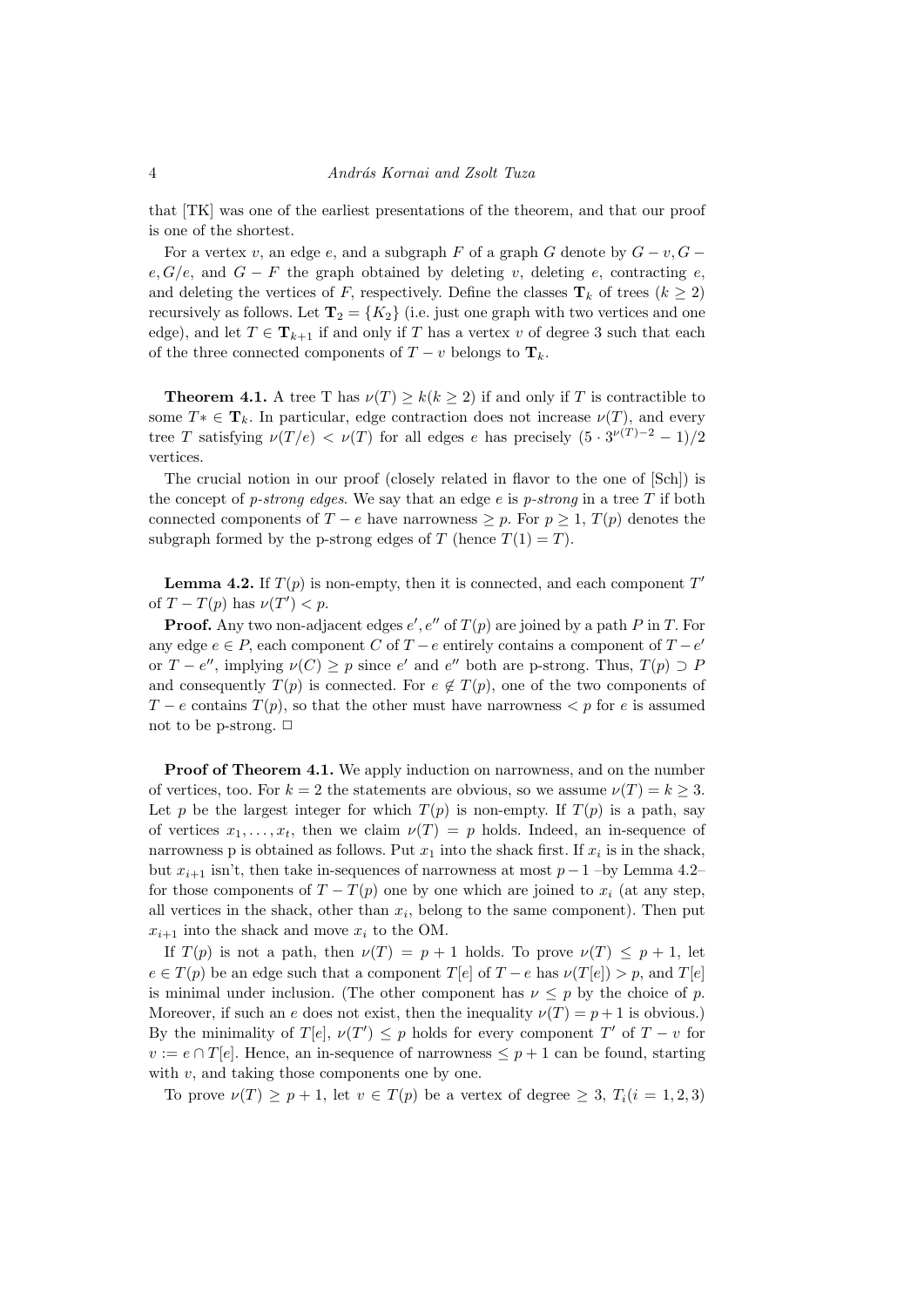that [TK] was one of the earliest presentations of the theorem, and that our proof is one of the shortest.

For a vertex $v$, an edge $e$, and a subgraph $F$ of a graph $G$ denote by $G - v, G - e, G/e$, and $G - F$ the graph obtained by deleting $v$, deleting $e$, contracting $e$, and deleting the vertices of $F$, respectively. Define the classes $\mathbf{T}_k$ of trees $(k \geq 2)$ recursively as follows. Let $\mathbf{T}_2 = \{K_2\}$ (i.e. just one graph with two vertices and one edge), and let $T \in \mathbf{T}_{k+1}$ if and only if $T$ has a vertex $v$ of degree 3 such that each of the three connected components of $T - v$ belongs to $\mathbf{T}_k$.

**Theorem 4.1.** A tree T has $\nu(T) \geq k (k \geq 2)$ if and only if $T$ is contractible to some $T* \in \mathbf{T}_k$. In particular, edge contraction does not increase $\nu(T)$, and every tree $T$ satisfying $\nu(T/e) < \nu(T)$ for all edges $e$ has precisely $(5 \cdot 3^{\nu(T)-2} - 1)/2$ vertices.

The crucial notion in our proof (closely related in flavor to the one of [Sch]) is the concept of *p-strong edges*. We say that an edge $e$ is *p-strong* in a tree $T$ if both connected components of $T - e$ have narrowness $\geq p$. For $p \geq 1$, $T(p)$ denotes the subgraph formed by the p-strong edges of $T$ (hence $T(1) = T$).

**Lemma 4.2.** If $T(p)$ is non-empty, then it is connected, and each component $T'$ of $T - T(p)$ has $\nu(T') < p$.

**Proof.** Any two non-adjacent edges $e', e''$ of $T(p)$ are joined by a path $P$ in $T$. For any edge $e \in P$, each component $C$ of $T - e$ entirely contains a component of $T - e'$ or $T - e''$, implying $\nu(C) \geq p$ since $e'$ and $e''$ both are p-strong. Thus, $T(p) \supset P$ and consequently $T(p)$ is connected. For $e \notin T(p)$, one of the two components of $T - e$ contains $T(p)$, so that the other must have narrowness $< p$ for $e$ is assumed not to be p-strong. $\square$

**Proof of Theorem 4.1.** We apply induction on narrowness, and on the number of vertices, too. For $k = 2$ the statements are obvious, so we assume $\nu(T) = k \geq 3$. Let $p$ be the largest integer for which $T(p)$ is non-empty. If $T(p)$ is a path, say of vertices $x_1, \ldots, x_t$, then we claim $\nu(T) = p$ holds. Indeed, an in-sequence of narrowness p is obtained as follows. Put $x_1$ into the shack first. If $x_i$ is in the shack, but $x_{i+1}$ isn't, then take in-sequences of narrowness at most $p - 1$ –by Lemma 4.2– for those components of $T - T(p)$ one by one which are joined to $x_i$ (at any step, all vertices in the shack, other than $x_i$, belong to the same component). Then put $x_{i+1}$ into the shack and move $x_i$ to the OM.

If $T(p)$ is not a path, then $\nu(T) = p + 1$ holds. To prove $\nu(T) \leq p + 1$, let $e \in T(p)$ be an edge such that a component $T[e]$ of $T - e$ has $\nu(T[e]) > p$, and $T[e]$ is minimal under inclusion. (The other component has $\nu \leq p$ by the choice of $p$. Moreover, if such an $e$ does not exist, then the inequality $\nu(T) = p + 1$ is obvious.) By the minimality of $T[e]$, $\nu(T') \leq p$ holds for every component $T'$ of $T - v$ for $v := e \cap T[e]$. Hence, an in-sequence of narrowness $\leq p + 1$ can be found, starting with $v$, and taking those components one by one.

To prove $\nu(T) \geq p + 1$, let $v \in T(p)$ be a vertex of degree $\geq 3$, $T_i (i = 1, 2, 3)$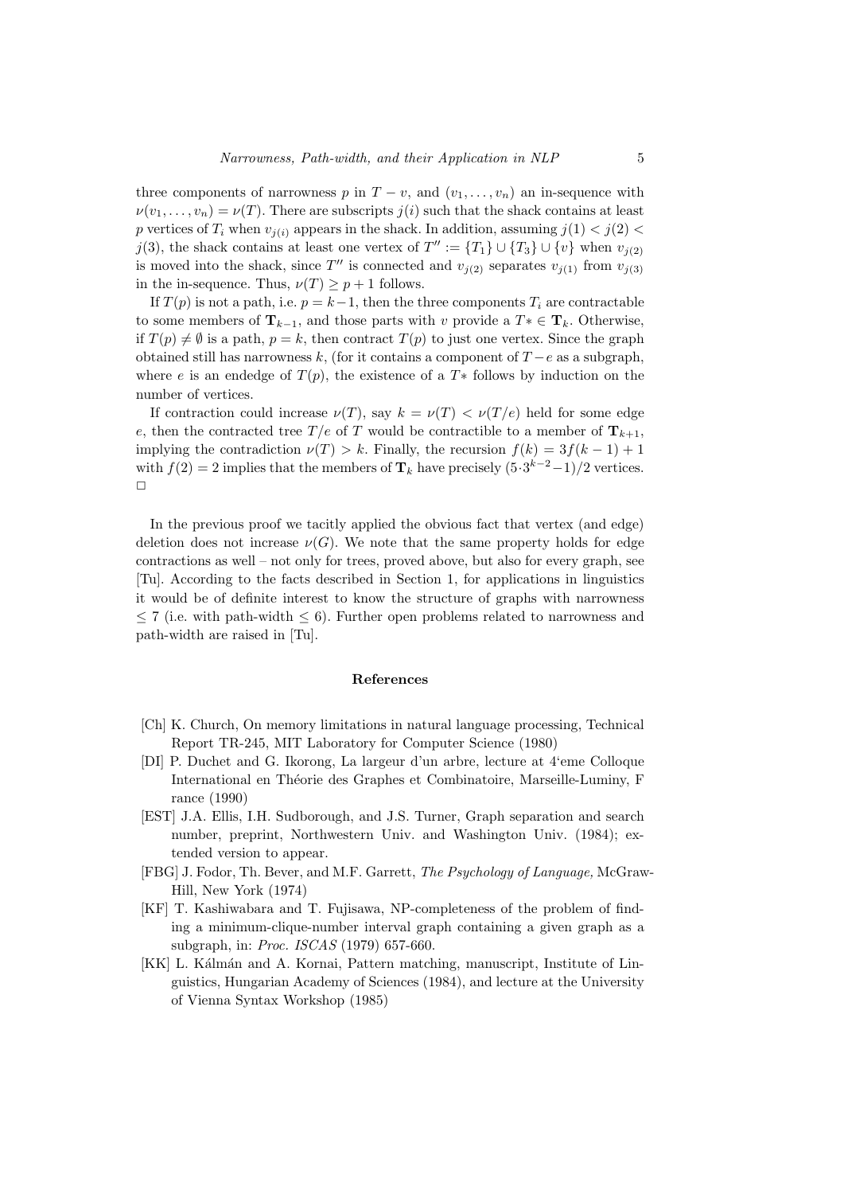three components of narrowness $p$ in $T - v$, and $(v_1, \ldots, v_n)$ an in-sequence with $\nu(v_1, \ldots, v_n) = \nu(T)$. There are subscripts $j(i)$ such that the shack contains at least $p$ vertices of $T_i$ when $v_{j(i)}$ appears in the shack. In addition, assuming $j(1) < j(2) < j(3)$, the shack contains at least one vertex of $T'' := \{T_1\} \cup \{T_3\} \cup \{v\}$ when $v_{j(2)}$ is moved into the shack, since $T''$ is connected and $v_{j(2)}$ separates $v_{j(1)}$ from $v_{j(3)}$ in the in-sequence. Thus, $\nu(T) \geq p + 1$ follows.

If $T(p)$ is not a path, i.e. $p = k - 1$, then the three components $T_i$ are contractable to some members of $\mathbf{T}_{k-1}$, and those parts with $v$ provide a $T* \in \mathbf{T}_k$. Otherwise, if $T(p) \neq \emptyset$ is a path, $p = k$, then contract $T(p)$ to just one vertex. Since the graph obtained still has narrowness $k$, (for it contains a component of $T - e$ as a subgraph, where $e$ is an endedge of $T(p)$, the existence of a $T*$ follows by induction on the number of vertices.

If contraction could increase $\nu(T)$, say $k = \nu(T) < \nu(T/e)$ held for some edge $e$, then the contracted tree $T/e$ of $T$ would be contractible to a member of $\mathbf{T}_{k+1}$, implying the contradiction $\nu(T) > k$. Finally, the recursion $f(k) = 3f(k-1) + 1$ with $f(2) = 2$ implies that the members of $\mathbf{T}_k$ have precisely $(5 \cdot 3^{k-2} - 1)/2$ vertices. □

In the previous proof we tacitly applied the obvious fact that vertex (and edge) deletion does not increase $\nu(G)$. We note that the same property holds for edge contractions as well – not only for trees, proved above, but also for every graph, see [Tu]. According to the facts described in Section 1, for applications in linguistics it would be of definite interest to know the structure of graphs with narrowness $\leq 7$ (i.e. with path-width $\leq 6$). Further open problems related to narrowness and path-width are raised in [Tu].

## References

[Ch] K. Church, On memory limitations in natural language processing, Technical Report TR-245, MIT Laboratory for Computer Science (1980)

[DI] P. Duchet and G. Ikorong, La largeur d'un arbre, lecture at 4'eme Colloque International en Théorie des Graphes et Combinatoire, Marseille-Luminy, F rance (1990)

[EST] J.A. Ellis, I.H. Sudborough, and J.S. Turner, Graph separation and search number, preprint, Northwestern Univ. and Washington Univ. (1984); extended version to appear.

[FBG] J. Fodor, Th. Bever, and M.F. Garrett, *The Psychology of Language,* McGraw-Hill, New York (1974)

[KF] T. Kashiwabara and T. Fujisawa, NP-completeness of the problem of finding a minimum-clique-number interval graph containing a given graph as a subgraph, in: *Proc. ISCAS* (1979) 657-660.

[KK] L. Kálmán and A. Kornai, Pattern matching, manuscript, Institute of Linguistics, Hungarian Academy of Sciences (1984), and lecture at the University of Vienna Syntax Workshop (1985)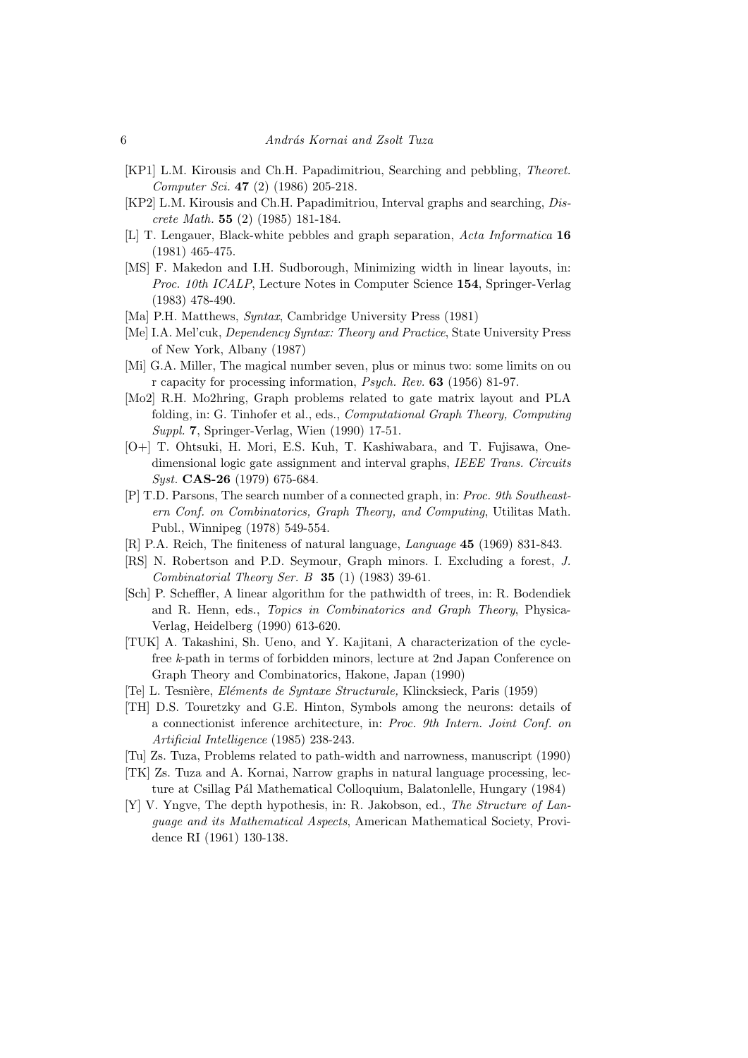[KP1] L.M. Kirousis and Ch.H. Papadimitriou, Searching and pebbling, *Theoret. Computer Sci.* **47** (2) (1986) 205-218.

[KP2] L.M. Kirousis and Ch.H. Papadimitriou, Interval graphs and searching, *Discrete Math.* **55** (2) (1985) 181-184.

[L] T. Lengauer, Black-white pebbles and graph separation, *Acta Informatica* **16** (1981) 465-475.

[MS] F. Makedon and I.H. Sudborough, Minimizing width in linear layouts, in: *Proc. 10th ICALP*, Lecture Notes in Computer Science **154**, Springer-Verlag (1983) 478-490.

[Ma] P.H. Matthews, *Syntax*, Cambridge University Press (1981)

[Me] I.A. Mel'cuk, *Dependency Syntax: Theory and Practice*, State University Press of New York, Albany (1987)

[Mi] G.A. Miller, The magical number seven, plus or minus two: some limits on ou r capacity for processing information, *Psych. Rev.* **63** (1956) 81-97.

[Mo2] R.H. Mo2hring, Graph problems related to gate matrix layout and PLA folding, in: G. Tinhofer et al., eds., *Computational Graph Theory, Computing Suppl.* **7**, Springer-Verlag, Wien (1990) 17-51.

[O+] T. Ohtsuki, H. Mori, E.S. Kuh, T. Kashiwabara, and T. Fujisawa, One-dimensional logic gate assignment and interval graphs, *IEEE Trans. Circuits Syst.* **CAS-26** (1979) 675-684.

[P] T.D. Parsons, The search number of a connected graph, in: *Proc. 9th Southeastern Conf. on Combinatorics, Graph Theory, and Computing*, Utilitas Math. Publ., Winnipeg (1978) 549-554.

[R] P.A. Reich, The finiteness of natural language, *Language* **45** (1969) 831-843.

[RS] N. Robertson and P.D. Seymour, Graph minors. I. Excluding a forest, *J. Combinatorial Theory Ser. B* **35** (1) (1983) 39-61.

[Sch] P. Scheffler, A linear algorithm for the pathwidth of trees, in: R. Bodendiek and R. Henn, eds., *Topics in Combinatorics and Graph Theory*, Physica-Verlag, Heidelberg (1990) 613-620.

[TUK] A. Takashini, Sh. Ueno, and Y. Kajitani, A characterization of the cycle-free $k$-path in terms of forbidden minors, lecture at 2nd Japan Conference on Graph Theory and Combinatorics, Hakone, Japan (1990)

[Te] L. Tesnière, *Eléments de Syntaxe Structurale,* Klincksieck, Paris (1959)

[TH] D.S. Touretzky and G.E. Hinton, Symbols among the neurons: details of a connectionist inference architecture, in: *Proc. 9th Intern. Joint Conf. on Artificial Intelligence* (1985) 238-243.

[Tu] Zs. Tuza, Problems related to path-width and narrowness, manuscript (1990)

[TK] Zs. Tuza and A. Kornai, Narrow graphs in natural language processing, lecture at Csillag Pál Mathematical Colloquium, Balatonlelle, Hungary (1984)

[Y] V. Yngve, The depth hypothesis, in: R. Jakobson, ed., *The Structure of Language and its Mathematical Aspects*, American Mathematical Society, Providence RI (1961) 130-138.